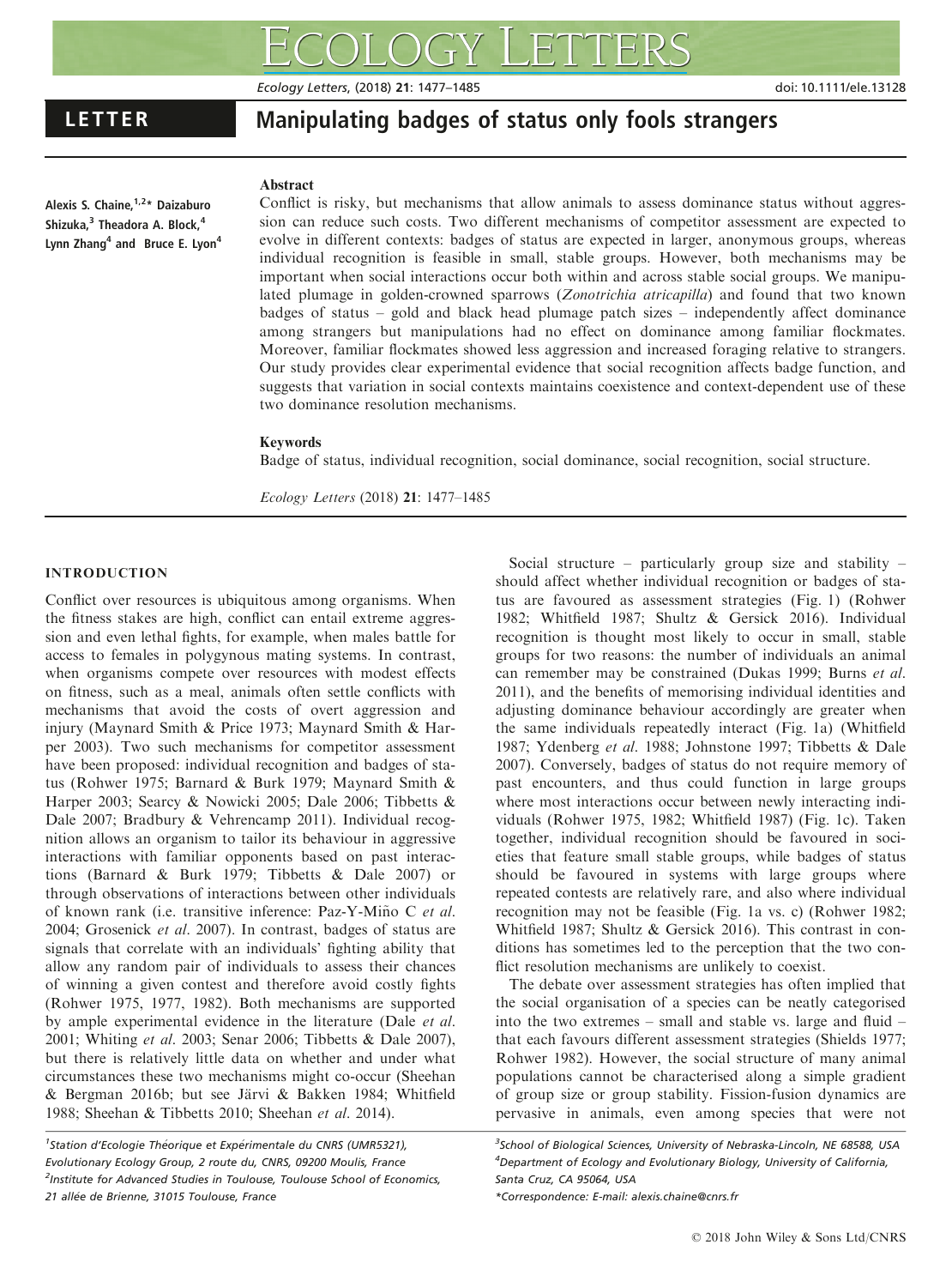LETTER

# Manipulating badges of status only fools strangers

Alexis S. Chaine,[1,2]* Daizaburo Shizuka,[3] Theadora A. Block,[4] Lynn Zhang[4] and Bruce E. Lyon[4]

## Abstract

Conflict is risky, but mechanisms that allow animals to assess dominance status without aggression can reduce such costs. Two different mechanisms of competitor assessment are expected to evolve in different contexts: badges of status are expected in larger, anonymous groups, whereas individual recognition is feasible in small, stable groups. However, both mechanisms may be important when social interactions occur both within and across stable social groups. We manipulated plumage in golden-crowned sparrows (*Zonotrichia atricapilla*) and found that two known badges of status – gold and black head plumage patch sizes – independently affect dominance among strangers but manipulations had no effect on dominance among familiar flockmates. Moreover, familiar flockmates showed less aggression and increased foraging relative to strangers. Our study provides clear experimental evidence that social recognition affects badge function, and suggests that variation in social contexts maintains coexistence and context-dependent use of these two dominance resolution mechanisms.

### Keywords

Badge of status, individual recognition, social dominance, social recognition, social structure.

## INTRODUCTION

Conflict over resources is ubiquitous among organisms. When the fitness stakes are high, conflict can entail extreme aggression and even lethal fights, for example, when males battle for access to females in polygynous mating systems. In contrast, when organisms compete over resources with modest effects on fitness, such as a meal, animals often settle conflicts with mechanisms that avoid the costs of overt aggression and injury (Maynard Smith & Price 1973; Maynard Smith & Harper 2003). Two such mechanisms for competitor assessment have been proposed: individual recognition and badges of status (Rohwer 1975; Barnard & Burk 1979; Maynard Smith & Harper 2003; Searcy & Nowicki 2005; Dale 2006; Tibbetts & Dale 2007; Bradbury & Vehrencamp 2011). Individual recognition allows an organism to tailor its behaviour in aggressive interactions with familiar opponents based on past interactions (Barnard & Burk 1979; Tibbetts & Dale 2007) or through observations of interactions between other individuals of known rank (i.e. transitive inference: Paz-Y-Miño C *et al.* 2004; Grosenick *et al.* 2007). In contrast, badges of status are signals that correlate with an individuals' fighting ability that allow any random pair of individuals to assess their chances of winning a given contest and therefore avoid costly fights (Rohwer 1975, 1977, 1982). Both mechanisms are supported by ample experimental evidence in the literature (Dale *et al.* 2001; Whiting *et al.* 2003; Senar 2006; Tibbetts & Dale 2007), but there is relatively little data on whether and under what circumstances these two mechanisms might co-occur (Sheehan & Bergman 2016b; but see Järvi & Bakken 1984; Whitfield 1988; Sheehan & Tibbetts 2010; Sheehan *et al.* 2014).

Social structure – particularly group size and stability – should affect whether individual recognition or badges of status are favoured as assessment strategies (Fig. 1) (Rohwer 1982; Whitfield 1987; Shultz & Gersick 2016). Individual recognition is thought most likely to occur in small, stable groups for two reasons: the number of individuals an animal can remember may be constrained (Dukas 1999; Burns *et al.* 2011), and the benefits of memorising individual identities and adjusting dominance behaviour accordingly are greater when the same individuals repeatedly interact (Fig. 1a) (Whitfield 1987; Ydenberg *et al.* 1988; Johnstone 1997; Tibbetts & Dale 2007). Conversely, badges of status do not require memory of past encounters, and thus could function in large groups where most interactions occur between newly interacting individuals (Rohwer 1975, 1982; Whitfield 1987) (Fig. 1c). Taken together, individual recognition should be favoured in societies that feature small stable groups, while badges of status should be favoured in systems with large groups where repeated contests are relatively rare, and also where individual recognition may not be feasible (Fig. 1a vs. c) (Rohwer 1982; Whitfield 1987; Shultz & Gersick 2016). This contrast in conditions has sometimes led to the perception that the two conflict resolution mechanisms are unlikely to coexist.

The debate over assessment strategies has often implied that the social organisation of a species can be neatly categorised into the two extremes – small and stable vs. large and fluid – that each favours different assessment strategies (Shields 1977; Rohwer 1982). However, the social structure of many animal populations cannot be characterised along a simple gradient of group size or group stability. Fission-fusion dynamics are pervasive in animals, even among species that were not

[1]Station d'Ecologie Théorique et Expérimentale du CNRS (UMR5321), Evolutionary Ecology Group, 2 route du, CNRS, 09200 Moulis, France
[2]Institute for Advanced Studies in Toulouse, Toulouse School of Economics, 21 allée de Brienne, 31015 Toulouse, France
[3]School of Biological Sciences, University of Nebraska-Lincoln, NE 68588, USA
[4]Department of Ecology and Evolutionary Biology, University of California, Santa Cruz, CA 95064, USA
*Correspondence: E-mail: alexis.chaine@cnrs.fr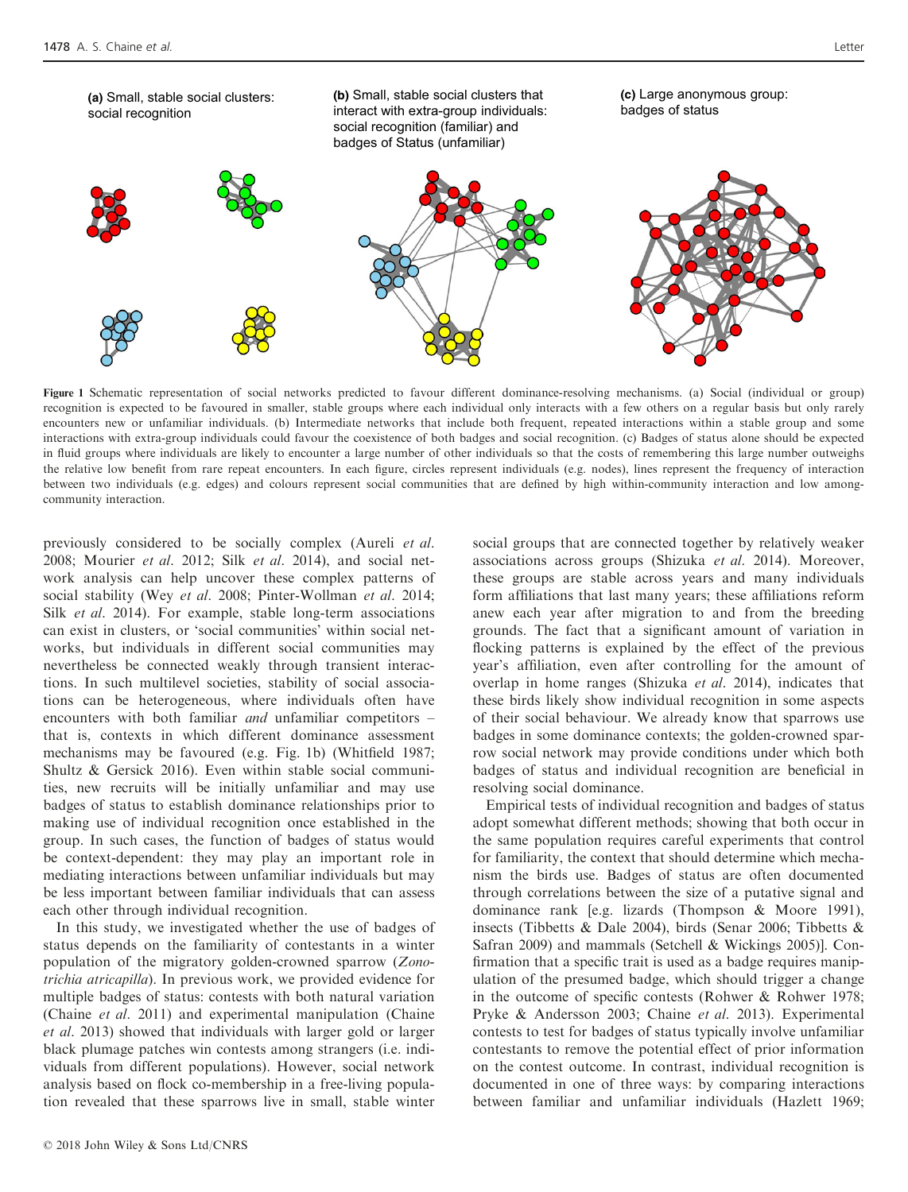(a) Small, stable social clusters: social recognition

(b) Small, stable social clusters that interact with extra-group individuals: social recognition (familiar) and badges of Status (unfamiliar)

(c) Large anonymous group: badges of status

**Figure 1** Schematic representation of social networks predicted to favour different dominance-resolving mechanisms. (a) Social (individual or group) recognition is expected to be favoured in smaller, stable groups where each individual only interacts with a few others on a regular basis but only rarely encounters new or unfamiliar individuals. (b) Intermediate networks that include both frequent, repeated interactions within a stable group and some interactions with extra-group individuals could favour the coexistence of both badges and social recognition. (c) Badges of status alone should be expected in fluid groups where individuals are likely to encounter a large number of other individuals so that the costs of remembering this large number outweighs the relative low benefit from rare repeat encounters. In each figure, circles represent individuals (e.g. nodes), lines represent the frequency of interaction between two individuals (e.g. edges) and colours represent social communities that are defined by high within-community interaction and low among-community interaction.

previously considered to be socially complex (Aureli *et al*. 2008; Mourier *et al*. 2012; Silk *et al*. 2014), and social network analysis can help uncover these complex patterns of social stability (Wey *et al*. 2008; Pinter-Wollman *et al*. 2014; Silk *et al*. 2014). For example, stable long-term associations can exist in clusters, or 'social communities' within social networks, but individuals in different social communities may nevertheless be connected weakly through transient interactions. In such multilevel societies, stability of social associations can be heterogeneous, where individuals often have encounters with both familiar *and* unfamiliar competitors – that is, contexts in which different dominance assessment mechanisms may be favoured (e.g. Fig. 1b) (Whitfield 1987; Shultz & Gersick 2016). Even within stable social communities, new recruits will be initially unfamiliar and may use badges of status to establish dominance relationships prior to making use of individual recognition once established in the group. In such cases, the function of badges of status would be context-dependent: they may play an important role in mediating interactions between unfamiliar individuals but may be less important between familiar individuals that can assess each other through individual recognition.

In this study, we investigated whether the use of badges of status depends on the familiarity of contestants in a winter population of the migratory golden-crowned sparrow (*Zonotrichia atricapilla*). In previous work, we provided evidence for multiple badges of status: contests with both natural variation (Chaine *et al*. 2011) and experimental manipulation (Chaine *et al*. 2013) showed that individuals with larger gold or larger black plumage patches win contests among strangers (i.e. individuals from different populations). However, social network analysis based on flock co-membership in a free-living population revealed that these sparrows live in small, stable winter social groups that are connected together by relatively weaker associations across groups (Shizuka *et al*. 2014). Moreover, these groups are stable across years and many individuals form affiliations that last many years; these affiliations reform anew each year after migration to and from the breeding grounds. The fact that a significant amount of variation in flocking patterns is explained by the effect of the previous year's affiliation, even after controlling for the amount of overlap in home ranges (Shizuka *et al*. 2014), indicates that these birds likely show individual recognition in some aspects of their social behaviour. We already know that sparrows use badges in some dominance contexts; the golden-crowned sparrow social network may provide conditions under which both badges of status and individual recognition are beneficial in resolving social dominance.

Empirical tests of individual recognition and badges of status adopt somewhat different methods; showing that both occur in the same population requires careful experiments that control for familiarity, the context that should determine which mechanism the birds use. Badges of status are often documented through correlations between the size of a putative signal and dominance rank [e.g. lizards (Thompson & Moore 1991), insects (Tibbetts & Dale 2004), birds (Senar 2006; Tibbetts & Safran 2009) and mammals (Setchell & Wickings 2005)]. Confirmation that a specific trait is used as a badge requires manipulation of the presumed badge, which should trigger a change in the outcome of specific contests (Rohwer & Rohwer 1978; Pryke & Andersson 2003; Chaine *et al*. 2013). Experimental contests to test for badges of status typically involve unfamiliar contestants to remove the potential effect of prior information on the contest outcome. In contrast, individual recognition is documented in one of three ways: by comparing interactions between familiar and unfamiliar individuals (Hazlett 1969;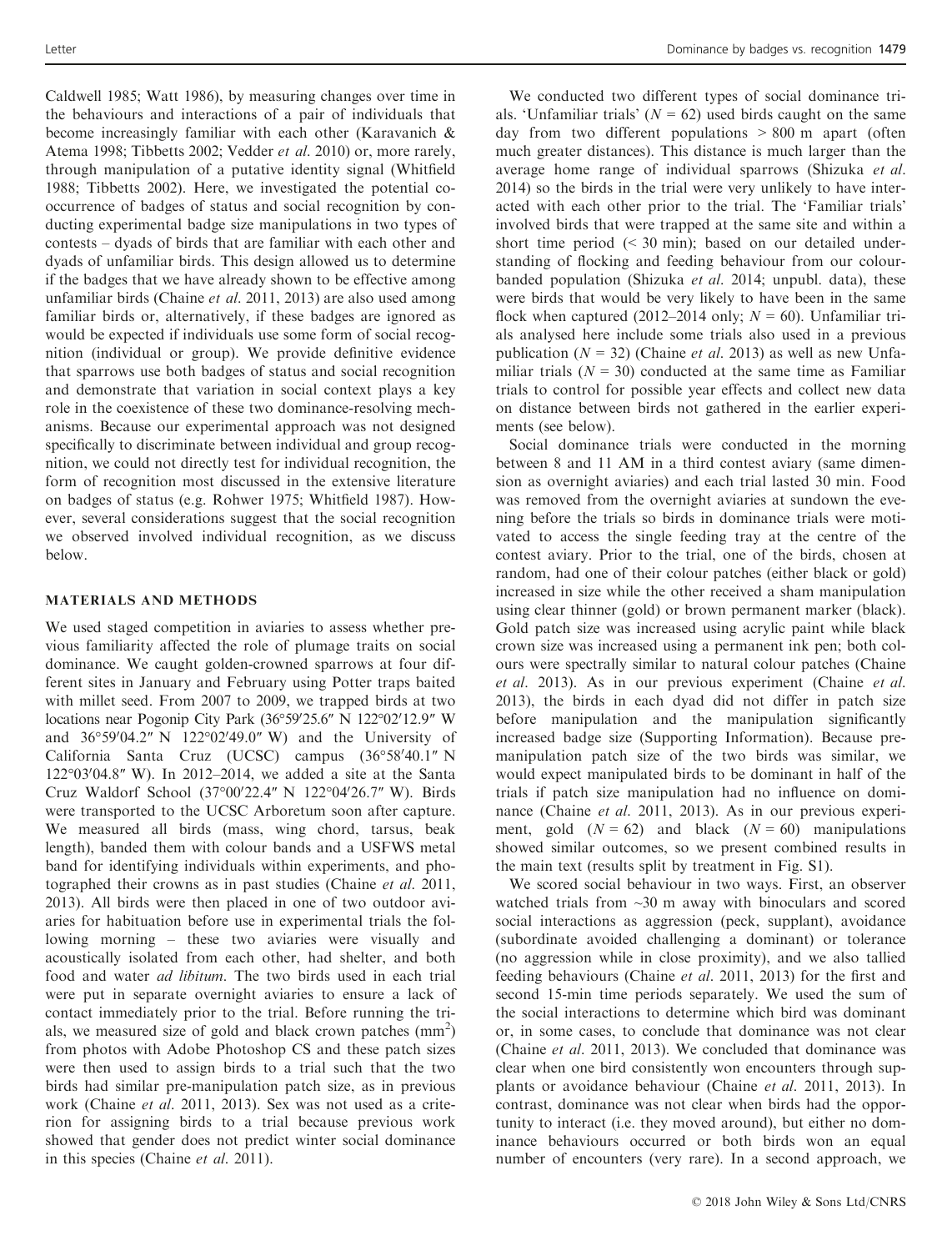Caldwell 1985; Watt 1986), by measuring changes over time in the behaviours and interactions of a pair of individuals that become increasingly familiar with each other (Karavanich & Atema 1998; Tibbetts 2002; Vedder *et al.* 2010) or, more rarely, through manipulation of a putative identity signal (Whitfield 1988; Tibbetts 2002). Here, we investigated the potential co-occurrence of badges of status and social recognition by conducting experimental badge size manipulations in two types of contests – dyads of birds that are familiar with each other and dyads of unfamiliar birds. This design allowed us to determine if the badges that we have already shown to be effective among unfamiliar birds (Chaine *et al.* 2011, 2013) are also used among familiar birds or, alternatively, if these badges are ignored as would be expected if individuals use some form of social recognition (individual or group). We provide definitive evidence that sparrows use both badges of status and social recognition and demonstrate that variation in social context plays a key role in the coexistence of these two dominance-resolving mechanisms. Because our experimental approach was not designed specifically to discriminate between individual and group recognition, we could not directly test for individual recognition, the form of recognition most discussed in the extensive literature on badges of status (e.g. Rohwer 1975; Whitfield 1987). However, several considerations suggest that the social recognition we observed involved individual recognition, as we discuss below.

## MATERIALS AND METHODS

We used staged competition in aviaries to assess whether previous familiarity affected the role of plumage traits on social dominance. We caught golden-crowned sparrows at four different sites in January and February using Potter traps baited with millet seed. From 2007 to 2009, we trapped birds at two locations near Pogonip City Park (36°59′25.6″ N 122°02′12.9″ W and 36°59′04.2″ N 122°02′49.0″ W) and the University of California Santa Cruz (UCSC) campus (36°58′40.1″ N 122°03′04.8″ W). In 2012–2014, we added a site at the Santa Cruz Waldorf School (37°00′22.4″ N 122°04′26.7″ W). Birds were transported to the UCSC Arboretum soon after capture. We measured all birds (mass, wing chord, tarsus, beak length), banded them with colour bands and a USFWS metal band for identifying individuals within experiments, and photographed their crowns as in past studies (Chaine *et al.* 2011, 2013). All birds were then placed in one of two outdoor aviaries for habituation before use in experimental trials the following morning – these two aviaries were visually and acoustically isolated from each other, had shelter, and both food and water *ad libitum*. The two birds used in each trial were put in separate overnight aviaries to ensure a lack of contact immediately prior to the trial. Before running the trials, we measured size of gold and black crown patches (mm$^2$) from photos with Adobe Photoshop CS and these patch sizes were then used to assign birds to a trial such that the two birds had similar pre-manipulation patch size, as in previous work (Chaine *et al.* 2011, 2013). Sex was not used as a criterion for assigning birds to a trial because previous work showed that gender does not predict winter social dominance in this species (Chaine *et al.* 2011).

We conducted two different types of social dominance trials. 'Unfamiliar trials' ($N = 62$) used birds caught on the same day from two different populations > 800 m apart (often much greater distances). This distance is much larger than the average home range of individual sparrows (Shizuka *et al.* 2014) so the birds in the trial were very unlikely to have interacted with each other prior to the trial. The 'Familiar trials' involved birds that were trapped at the same site and within a short time period (< 30 min); based on our detailed understanding of flocking and feeding behaviour from our colour-banded population (Shizuka *et al.* 2014; unpubl. data), these were birds that would be very likely to have been in the same flock when captured (2012–2014 only; $N = 60$). Unfamiliar trials analysed here include some trials also used in a previous publication ($N = 32$) (Chaine *et al.* 2013) as well as new Unfamiliar trials ($N = 30$) conducted at the same time as Familiar trials to control for possible year effects and collect new data on distance between birds not gathered in the earlier experiments (see below).

Social dominance trials were conducted in the morning between 8 and 11 AM in a third contest aviary (same dimension as overnight aviaries) and each trial lasted 30 min. Food was removed from the overnight aviaries at sundown the evening before the trials so birds in dominance trials were motivated to access the single feeding tray at the centre of the contest aviary. Prior to the trial, one of the birds, chosen at random, had one of their colour patches (either black or gold) increased in size while the other received a sham manipulation using clear thinner (gold) or brown permanent marker (black). Gold patch size was increased using acrylic paint while black crown size was increased using a permanent ink pen; both colours were spectrally similar to natural colour patches (Chaine *et al.* 2013). As in our previous experiment (Chaine *et al.* 2013), the birds in each dyad did not differ in patch size before manipulation and the manipulation significantly increased badge size (Supporting Information). Because pre-manipulation patch size of the two birds was similar, we would expect manipulated birds to be dominant in half of the trials if patch size manipulation had no influence on dominance (Chaine *et al.* 2011, 2013). As in our previous experiment, gold ($N = 62$) and black ($N = 60$) manipulations showed similar outcomes, so we present combined results in the main text (results split by treatment in Fig. S1).

We scored social behaviour in two ways. First, an observer watched trials from ~30 m away with binoculars and scored social interactions as aggression (peck, supplant), avoidance (subordinate avoided challenging a dominant) or tolerance (no aggression while in close proximity), and we also tallied feeding behaviours (Chaine *et al.* 2011, 2013) for the first and second 15-min time periods separately. We used the sum of the social interactions to determine which bird was dominant or, in some cases, to conclude that dominance was not clear (Chaine *et al.* 2011, 2013). We concluded that dominance was clear when one bird consistently won encounters through supplants or avoidance behaviour (Chaine *et al.* 2011, 2013). In contrast, dominance was not clear when birds had the opportunity to interact (i.e. they moved around), but either no dominance behaviours occurred or both birds won an equal number of encounters (very rare). In a second approach, we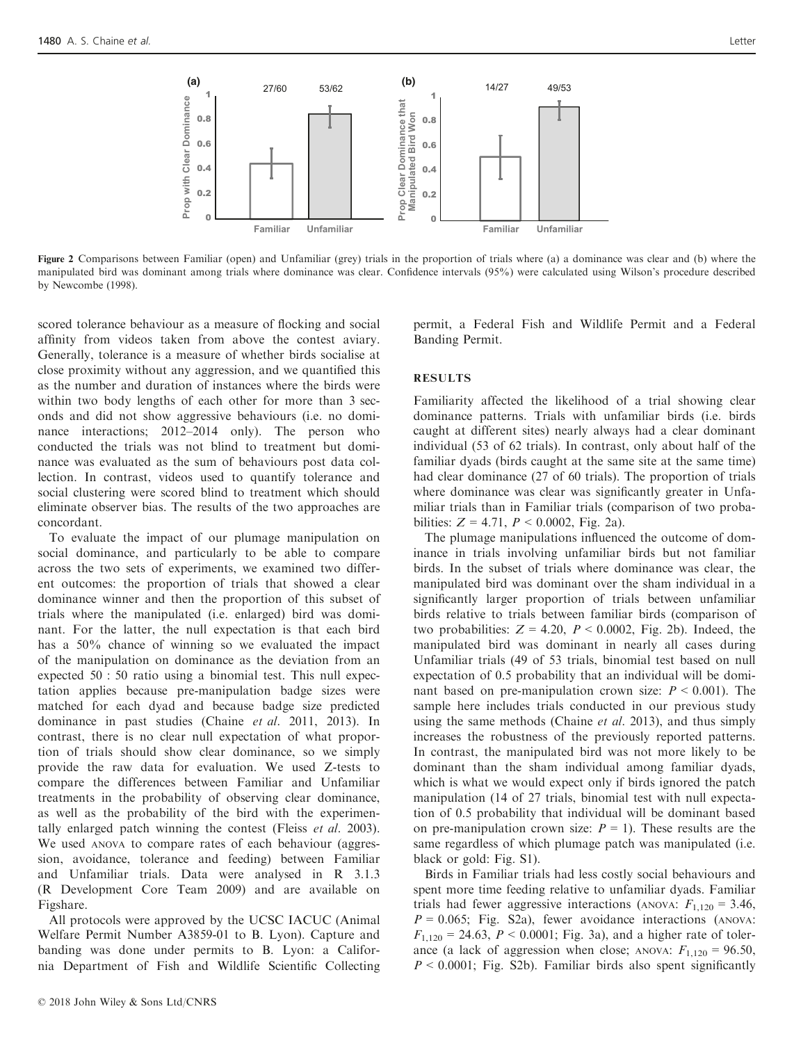Figure 2 Comparisons between Familiar (open) and Unfamiliar (grey) trials in the proportion of trials where (a) a dominance was clear and (b) where the manipulated bird was dominant among trials where dominance was clear. Confidence intervals (95%) were calculated using Wilson's procedure described by Newcombe (1998).

scored tolerance behaviour as a measure of flocking and social affinity from videos taken from above the contest aviary. Generally, tolerance is a measure of whether birds socialise at close proximity without any aggression, and we quantified this as the number and duration of instances where the birds were within two body lengths of each other for more than 3 seconds and did not show aggressive behaviours (i.e. no dominance interactions; 2012–2014 only). The person who conducted the trials was not blind to treatment but dominance was evaluated as the sum of behaviours post data collection. In contrast, videos used to quantify tolerance and social clustering were scored blind to treatment which should eliminate observer bias. The results of the two approaches are concordant.

To evaluate the impact of our plumage manipulation on social dominance, and particularly to be able to compare across the two sets of experiments, we examined two different outcomes: the proportion of trials that showed a clear dominance winner and then the proportion of this subset of trials where the manipulated (i.e. enlarged) bird was dominant. For the latter, the null expectation is that each bird has a 50% chance of winning so we evaluated the impact of the manipulation on dominance as the deviation from an expected 50 : 50 ratio using a binomial test. This null expectation applies because pre-manipulation badge sizes were matched for each dyad and because badge size predicted dominance in past studies (Chaine *et al.* 2011, 2013). In contrast, there is no clear null expectation of what proportion of trials should show clear dominance, so we simply provide the raw data for evaluation. We used Z-tests to compare the differences between Familiar and Unfamiliar treatments in the probability of observing clear dominance, as well as the probability of the bird with the experimentally enlarged patch winning the contest (Fleiss *et al.* 2003). We used ANOVA to compare rates of each behaviour (aggression, avoidance, tolerance and feeding) between Familiar and Unfamiliar trials. Data were analysed in R 3.1.3 (R Development Core Team 2009) and are available on Figshare.

All protocols were approved by the UCSC IACUC (Animal Welfare Permit Number A3859-01 to B. Lyon). Capture and banding was done under permits to B. Lyon: a California Department of Fish and Wildlife Scientific Collecting permit, a Federal Fish and Wildlife Permit and a Federal Banding Permit.

## RESULTS

Familiarity affected the likelihood of a trial showing clear dominance patterns. Trials with unfamiliar birds (i.e. birds caught at different sites) nearly always had a clear dominant individual (53 of 62 trials). In contrast, only about half of the familiar dyads (birds caught at the same site at the same time) had clear dominance (27 of 60 trials). The proportion of trials where dominance was clear was significantly greater in Unfamiliar trials than in Familiar trials (comparison of two probabilities: $Z = 4.71$, $P < 0.0002$, Fig. 2a).

The plumage manipulations influenced the outcome of dominance in trials involving unfamiliar birds but not familiar birds. In the subset of trials where dominance was clear, the manipulated bird was dominant over the sham individual in a significantly larger proportion of trials between unfamiliar birds relative to trials between familiar birds (comparison of two probabilities: $Z = 4.20$, $P < 0.0002$, Fig. 2b). Indeed, the manipulated bird was dominant in nearly all cases during Unfamiliar trials (49 of 53 trials, binomial test based on null expectation of 0.5 probability that an individual will be dominant based on pre-manipulation crown size: $P < 0.001$). The sample here includes trials conducted in our previous study using the same methods (Chaine *et al.* 2013), and thus simply increases the robustness of the previously reported patterns. In contrast, the manipulated bird was not more likely to be dominant than the sham individual among familiar dyads, which is what we would expect only if birds ignored the patch manipulation (14 of 27 trials, binomial test with null expectation of 0.5 probability that individual will be dominant based on pre-manipulation crown size: $P = 1$). These results are the same regardless of which plumage patch was manipulated (i.e. black or gold: Fig. S1).

Birds in Familiar trials had less costly social behaviours and spent more time feeding relative to unfamiliar dyads. Familiar trials had fewer aggressive interactions (ANOVA: $F_{1,120} = 3.46$, $P = 0.065$; Fig. S2a), fewer avoidance interactions (ANOVA: $F_{1,120} = 24.63$, $P < 0.0001$; Fig. 3a), and a higher rate of tolerance (a lack of aggression when close; ANOVA: $F_{1,120} = 96.50$, $P < 0.0001$; Fig. S2b). Familiar birds also spent significantly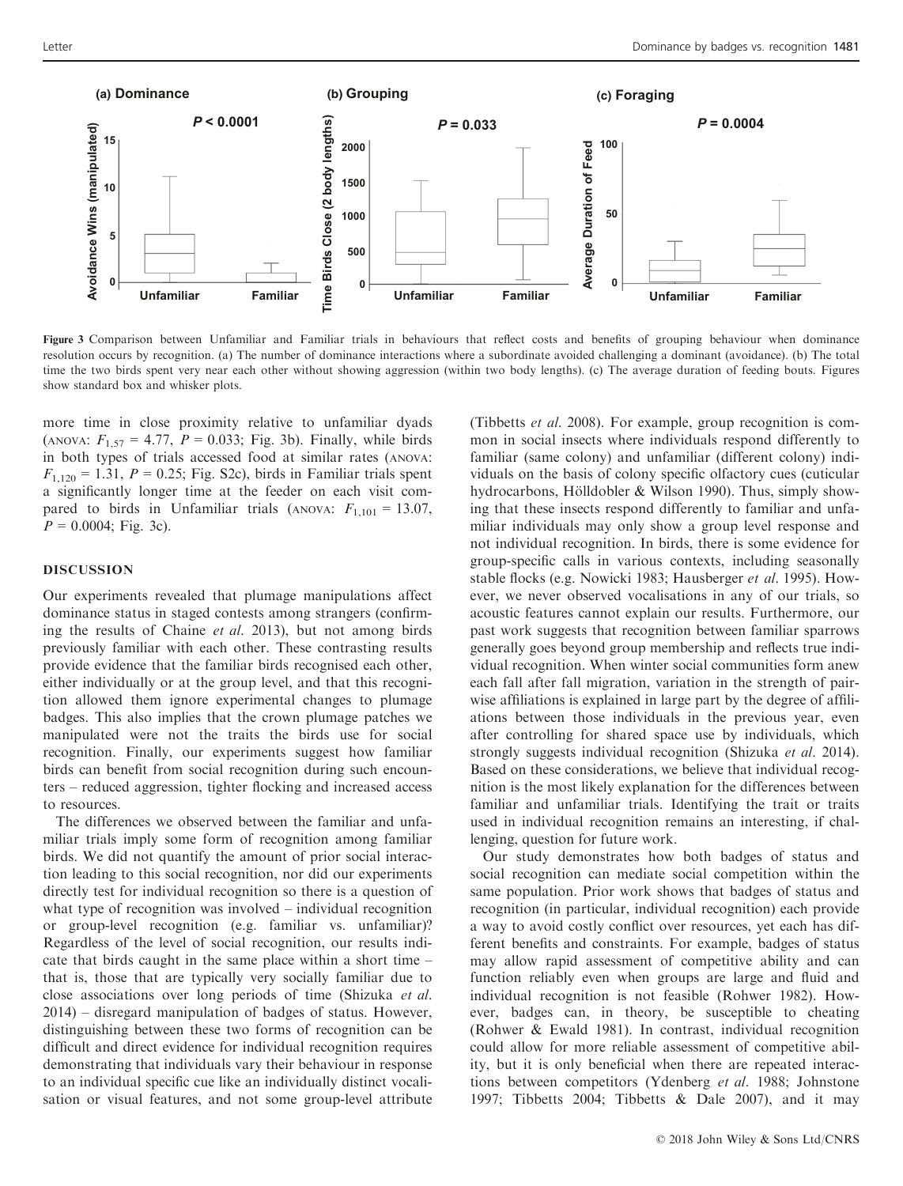Figure 3 Comparison between Unfamiliar and Familiar trials in behaviours that reflect costs and benefits of grouping behaviour when dominance resolution occurs by recognition. (a) The number of dominance interactions where a subordinate avoided challenging a dominant (avoidance). (b) The total time the two birds spent very near each other without showing aggression (within two body lengths). (c) The average duration of feeding bouts. Figures show standard box and whisker plots.

more time in close proximity relative to unfamiliar dyads (ANOVA: $F_{1,57} = 4.77$, $P = 0.033$; Fig. 3b). Finally, while birds in both types of trials accessed food at similar rates (ANOVA: $F_{1,120} = 1.31$, $P = 0.25$; Fig. S2c), birds in Familiar trials spent a significantly longer time at the feeder on each visit compared to birds in Unfamiliar trials (ANOVA: $F_{1,101} = 13.07$, $P = 0.0004$; Fig. 3c).

## DISCUSSION

Our experiments revealed that plumage manipulations affect dominance status in staged contests among strangers (confirming the results of Chaine *et al.* 2013), but not among birds previously familiar with each other. These contrasting results provide evidence that the familiar birds recognised each other, either individually or at the group level, and that this recognition allowed them ignore experimental changes to plumage badges. This also implies that the crown plumage patches we manipulated were not the traits the birds use for social recognition. Finally, our experiments suggest how familiar birds can benefit from social recognition during such encounters – reduced aggression, tighter flocking and increased access to resources.

The differences we observed between the familiar and unfamiliar trials imply some form of recognition among familiar birds. We did not quantify the amount of prior social interaction leading to this social recognition, nor did our experiments directly test for individual recognition so there is a question of what type of recognition was involved – individual recognition or group-level recognition (e.g. familiar vs. unfamiliar)? Regardless of the level of social recognition, our results indicate that birds caught in the same place within a short time – that is, those that are typically very socially familiar due to close associations over long periods of time (Shizuka *et al.* 2014) – disregard manipulation of badges of status. However, distinguishing between these two forms of recognition can be difficult and direct evidence for individual recognition requires demonstrating that individuals vary their behaviour in response to an individual specific cue like an individually distinct vocalisation or visual features, and not some group-level attribute (Tibbetts *et al.* 2008). For example, group recognition is common in social insects where individuals respond differently to familiar (same colony) and unfamiliar (different colony) individuals on the basis of colony specific olfactory cues (cuticular hydrocarbons, Hölldobler & Wilson 1990). Thus, simply showing that these insects respond differently to familiar and unfamiliar individuals may only show a group level response and not individual recognition. In birds, there is some evidence for group-specific calls in various contexts, including seasonally stable flocks (e.g. Nowicki 1983; Hausberger *et al.* 1995). However, we never observed vocalisations in any of our trials, so acoustic features cannot explain our results. Furthermore, our past work suggests that recognition between familiar sparrows generally goes beyond group membership and reflects true individual recognition. When winter social communities form anew each fall after fall migration, variation in the strength of pairwise affiliations is explained in large part by the degree of affiliations between those individuals in the previous year, even after controlling for shared space use by individuals, which strongly suggests individual recognition (Shizuka *et al.* 2014). Based on these considerations, we believe that individual recognition is the most likely explanation for the differences between familiar and unfamiliar trials. Identifying the trait or traits used in individual recognition remains an interesting, if challenging, question for future work.

Our study demonstrates how both badges of status and social recognition can mediate social competition within the same population. Prior work shows that badges of status and recognition (in particular, individual recognition) each provide a way to avoid costly conflict over resources, yet each has different benefits and constraints. For example, badges of status may allow rapid assessment of competitive ability and can function reliably even when groups are large and fluid and individual recognition is not feasible (Rohwer 1982). However, badges can, in theory, be susceptible to cheating (Rohwer & Ewald 1981). In contrast, individual recognition could allow for more reliable assessment of competitive ability, but it is only beneficial when there are repeated interactions between competitors (Ydenberg *et al.* 1988; Johnstone 1997; Tibbetts 2004; Tibbetts & Dale 2007), and it may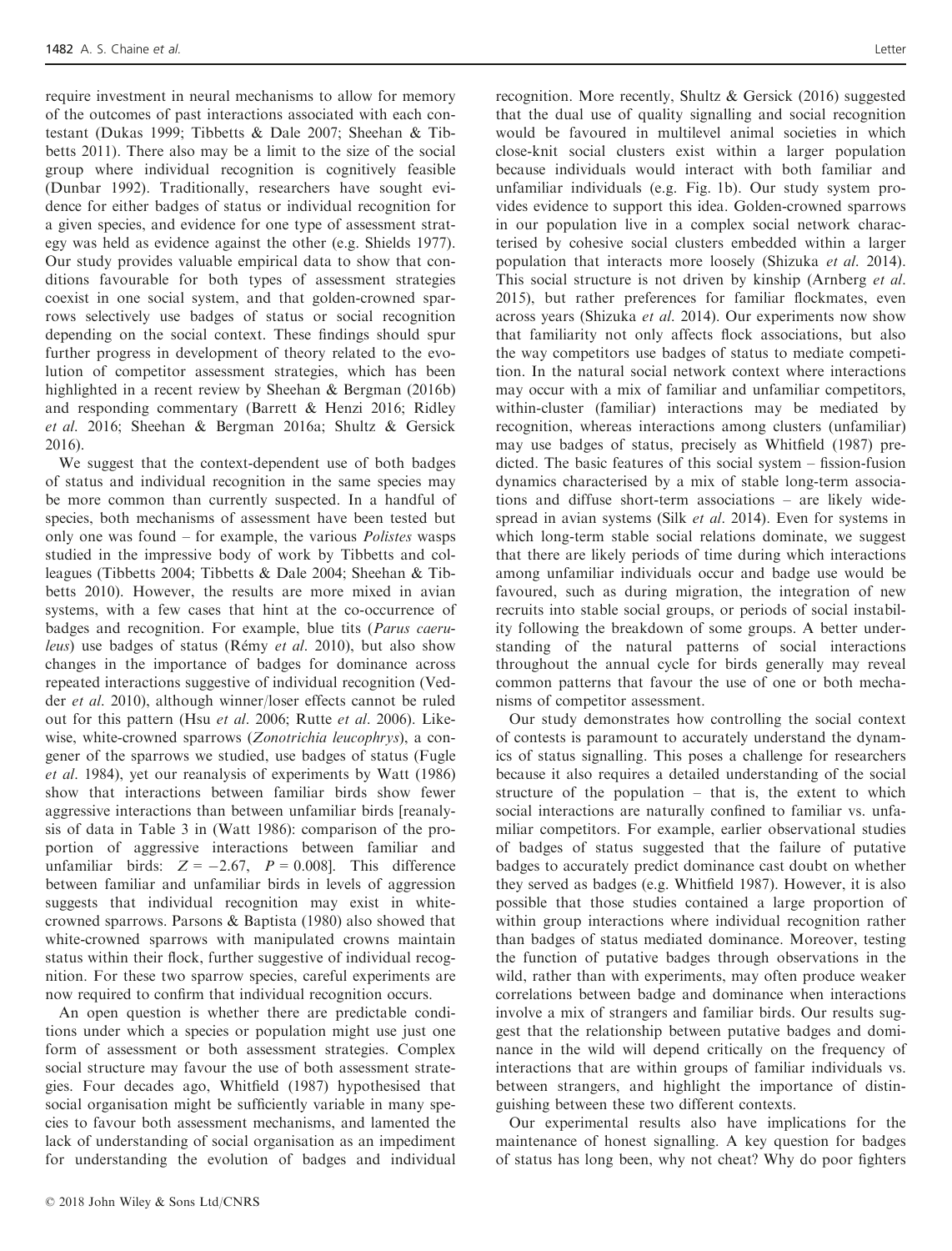require investment in neural mechanisms to allow for memory of the outcomes of past interactions associated with each contestant (Dukas 1999; Tibbetts & Dale 2007; Sheehan & Tibbetts 2011). There also may be a limit to the size of the social group where individual recognition is cognitively feasible (Dunbar 1992). Traditionally, researchers have sought evidence for either badges of status or individual recognition for a given species, and evidence for one type of assessment strategy was held as evidence against the other (e.g. Shields 1977). Our study provides valuable empirical data to show that conditions favourable for both types of assessment strategies coexist in one social system, and that golden-crowned sparrows selectively use badges of status or social recognition depending on the social context. These findings should spur further progress in development of theory related to the evolution of competitor assessment strategies, which has been highlighted in a recent review by Sheehan & Bergman (2016b) and responding commentary (Barrett & Henzi 2016; Ridley *et al.* 2016; Sheehan & Bergman 2016a; Shultz & Gersick 2016).

We suggest that the context-dependent use of both badges of status and individual recognition in the same species may be more common than currently suspected. In a handful of species, both mechanisms of assessment have been tested but only one was found – for example, the various *Polistes* wasps studied in the impressive body of work by Tibbetts and colleagues (Tibbetts 2004; Tibbetts & Dale 2004; Sheehan & Tibbetts 2010). However, the results are more mixed in avian systems, with a few cases that hint at the co-occurrence of badges and recognition. For example, blue tits (*Parus caeruleus*) use badges of status (Rémy *et al.* 2010), but also show changes in the importance of badges for dominance across repeated interactions suggestive of individual recognition (Vedder *et al.* 2010), although winner/loser effects cannot be ruled out for this pattern (Hsu *et al.* 2006; Rutte *et al.* 2006). Likewise, white-crowned sparrows (*Zonotrichia leucophrys*), a congener of the sparrows we studied, use badges of status (Fugle *et al.* 1984), yet our reanalysis of experiments by Watt (1986) show that interactions between familiar birds show fewer aggressive interactions than between unfamiliar birds [reanalysis of data in Table 3 in (Watt 1986): comparison of the proportion of aggressive interactions between familiar and unfamiliar birds: $Z = -2.67$, $P = 0.008$]. This difference between familiar and unfamiliar birds in levels of aggression suggests that individual recognition may exist in white-crowned sparrows. Parsons & Baptista (1980) also showed that white-crowned sparrows with manipulated crowns maintain status within their flock, further suggestive of individual recognition. For these two sparrow species, careful experiments are now required to confirm that individual recognition occurs.

An open question is whether there are predictable conditions under which a species or population might use just one form of assessment or both assessment strategies. Complex social structure may favour the use of both assessment strategies. Four decades ago, Whitfield (1987) hypothesised that social organisation might be sufficiently variable in many species to favour both assessment mechanisms, and lamented the lack of understanding of social organisation as an impediment for understanding the evolution of badges and individual recognition. More recently, Shultz & Gersick (2016) suggested that the dual use of quality signalling and social recognition would be favoured in multilevel animal societies in which close-knit social clusters exist within a larger population because individuals would interact with both familiar and unfamiliar individuals (e.g. Fig. 1b). Our study system provides evidence to support this idea. Golden-crowned sparrows in our population live in a complex social network characterised by cohesive social clusters embedded within a larger population that interacts more loosely (Shizuka *et al.* 2014). This social structure is not driven by kinship (Arnberg *et al.* 2015), but rather preferences for familiar flockmates, even across years (Shizuka *et al.* 2014). Our experiments now show that familiarity not only affects flock associations, but also the way competitors use badges of status to mediate competition. In the natural social network context where interactions may occur with a mix of familiar and unfamiliar competitors, within-cluster (familiar) interactions may be mediated by recognition, whereas interactions among clusters (unfamiliar) may use badges of status, precisely as Whitfield (1987) predicted. The basic features of this social system – fission-fusion dynamics characterised by a mix of stable long-term associations and diffuse short-term associations – are likely widespread in avian systems (Silk *et al.* 2014). Even for systems in which long-term stable social relations dominate, we suggest that there are likely periods of time during which interactions among unfamiliar individuals occur and badge use would be favoured, such as during migration, the integration of new recruits into stable social groups, or periods of social instability following the breakdown of some groups. A better understanding of the natural patterns of social interactions throughout the annual cycle for birds generally may reveal common patterns that favour the use of one or both mechanisms of competitor assessment.

Our study demonstrates how controlling the social context of contests is paramount to accurately understand the dynamics of status signalling. This poses a challenge for researchers because it also requires a detailed understanding of the social structure of the population – that is, the extent to which social interactions are naturally confined to familiar vs. unfamiliar competitors. For example, earlier observational studies of badges of status suggested that the failure of putative badges to accurately predict dominance cast doubt on whether they served as badges (e.g. Whitfield 1987). However, it is also possible that those studies contained a large proportion of within group interactions where individual recognition rather than badges of status mediated dominance. Moreover, testing the function of putative badges through observations in the wild, rather than with experiments, may often produce weaker correlations between badge and dominance when interactions involve a mix of strangers and familiar birds. Our results suggest that the relationship between putative badges and dominance in the wild will depend critically on the frequency of interactions that are within groups of familiar individuals vs. between strangers, and highlight the importance of distinguishing between these two different contexts.

Our experimental results also have implications for the maintenance of honest signalling. A key question for badges of status has long been, why not cheat? Why do poor fighters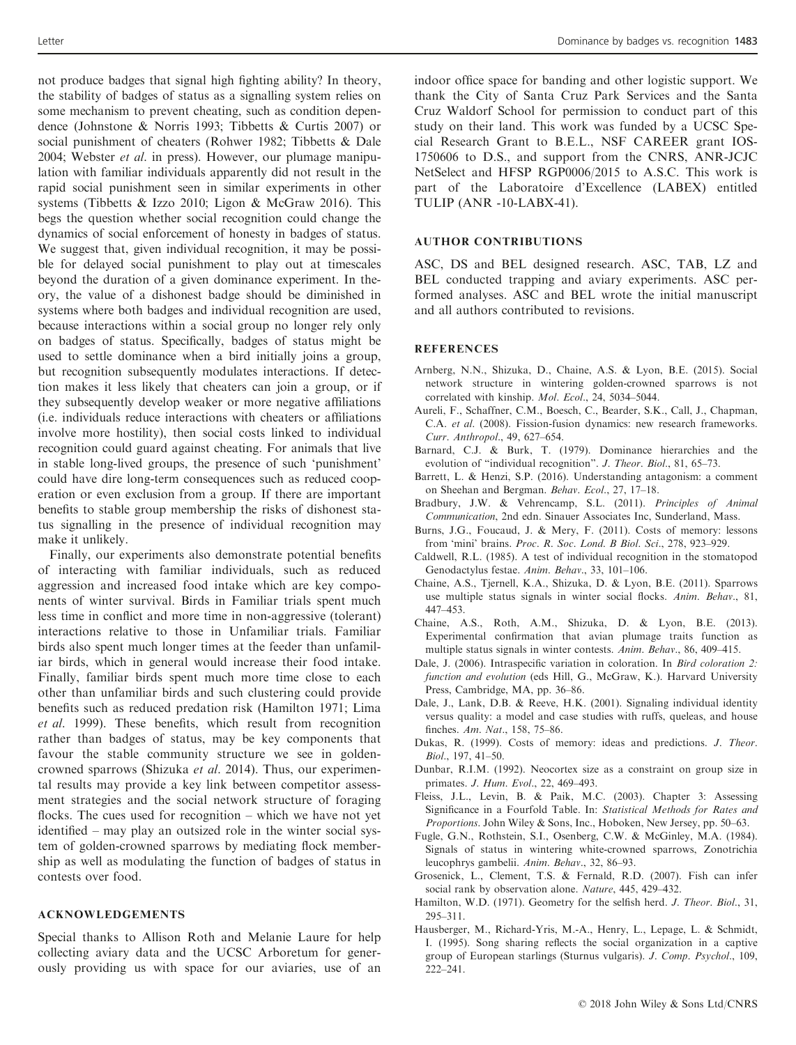not produce badges that signal high fighting ability? In theory, the stability of badges of status as a signalling system relies on some mechanism to prevent cheating, such as condition dependence (Johnstone & Norris 1993; Tibbetts & Curtis 2007) or social punishment of cheaters (Rohwer 1982; Tibbetts & Dale 2004; Webster *et al.* in press). However, our plumage manipulation with familiar individuals apparently did not result in the rapid social punishment seen in similar experiments in other systems (Tibbetts & Izzo 2010; Ligon & McGraw 2016). This begs the question whether social recognition could change the dynamics of social enforcement of honesty in badges of status. We suggest that, given individual recognition, it may be possible for delayed social punishment to play out at timescales beyond the duration of a given dominance experiment. In theory, the value of a dishonest badge should be diminished in systems where both badges and individual recognition are used, because interactions within a social group no longer rely only on badges of status. Specifically, badges of status might be used to settle dominance when a bird initially joins a group, but recognition subsequently modulates interactions. If detection makes it less likely that cheaters can join a group, or if they subsequently develop weaker or more negative affiliations (i.e. individuals reduce interactions with cheaters or affiliations involve more hostility), then social costs linked to individual recognition could guard against cheating. For animals that live in stable long-lived groups, the presence of such 'punishment' could have dire long-term consequences such as reduced cooperation or even exclusion from a group. If there are important benefits to stable group membership the risks of dishonest status signalling in the presence of individual recognition may make it unlikely.

Finally, our experiments also demonstrate potential benefits of interacting with familiar individuals, such as reduced aggression and increased food intake which are key components of winter survival. Birds in Familiar trials spent much less time in conflict and more time in non-aggressive (tolerant) interactions relative to those in Unfamiliar trials. Familiar birds also spent much longer times at the feeder than unfamiliar birds, which in general would increase their food intake. Finally, familiar birds spent much more time close to each other than unfamiliar birds and such clustering could provide benefits such as reduced predation risk (Hamilton 1971; Lima *et al.* 1999). These benefits, which result from recognition rather than badges of status, may be key components that favour the stable community structure we see in golden-crowned sparrows (Shizuka *et al.* 2014). Thus, our experimental results may provide a key link between competitor assessment strategies and the social network structure of foraging flocks. The cues used for recognition – which we have not yet identified – may play an outsized role in the winter social system of golden-crowned sparrows by mediating flock membership as well as modulating the function of badges of status in contests over food.

## ACKNOWLEDGEMENTS

Special thanks to Allison Roth and Melanie Laure for help collecting aviary data and the UCSC Arboretum for generously providing us with space for our aviaries, use of an indoor office space for banding and other logistic support. We thank the City of Santa Cruz Park Services and the Santa Cruz Waldorf School for permission to conduct part of this study on their land. This work was funded by a UCSC Special Research Grant to B.E.L., NSF CAREER grant IOS-1750606 to D.S., and support from the CNRS, ANR-JCJC NetSelect and HFSP RGP0006/2015 to A.S.C. This work is part of the Laboratoire d'Excellence (LABEX) entitled TULIP (ANR -10-LABX-41).

## AUTHOR CONTRIBUTIONS

ASC, DS and BEL designed research. ASC, TAB, LZ and BEL conducted trapping and aviary experiments. ASC performed analyses. ASC and BEL wrote the initial manuscript and all authors contributed to revisions.

## REFERENCES

Arnberg, N.N., Shizuka, D., Chaine, A.S. & Lyon, B.E. (2015). Social network structure in wintering golden-crowned sparrows is not correlated with kinship. *Mol. Ecol.*, 24, 5034–5044.

Aureli, F., Schaffner, C.M., Boesch, C., Bearder, S.K., Call, J., Chapman, C.A. *et al.* (2008). Fission-fusion dynamics: new research frameworks. *Curr. Anthropol.*, 49, 627–654.

Barnard, C.J. & Burk, T. (1979). Dominance hierarchies and the evolution of "individual recognition". *J. Theor. Biol.*, 81, 65–73.

Barrett, L. & Henzi, S.P. (2016). Understanding antagonism: a comment on Sheehan and Bergman. *Behav. Ecol.*, 27, 17–18.

Bradbury, J.W. & Vehrencamp, S.L. (2011). *Principles of Animal Communication*, 2nd edn. Sinauer Associates Inc, Sunderland, Mass.

Burns, J.G., Foucaud, J. & Mery, F. (2011). Costs of memory: lessons from 'mini' brains. *Proc. R. Soc. Lond. B Biol. Sci.*, 278, 923–929.

Caldwell, R.L. (1985). A test of individual recognition in the stomatopod Genodactylus festae. *Anim. Behav.*, 33, 101–106.

Chaine, A.S., Tjernell, K.A., Shizuka, D. & Lyon, B.E. (2011). Sparrows use multiple status signals in winter social flocks. *Anim. Behav.*, 81, 447–453.

Chaine, A.S., Roth, A.M., Shizuka, D. & Lyon, B.E. (2013). Experimental confirmation that avian plumage traits function as multiple status signals in winter contests. *Anim. Behav.*, 86, 409–415.

Dale, J. (2006). Intraspecific variation in coloration. In *Bird coloration 2: function and evolution* (eds Hill, G., McGraw, K.). Harvard University Press, Cambridge, MA, pp. 36–86.

Dale, J., Lank, D.B. & Reeve, H.K. (2001). Signaling individual identity versus quality: a model and case studies with ruffs, queleas, and house finches. *Am. Nat.*, 158, 75–86.

Dukas, R. (1999). Costs of memory: ideas and predictions. *J. Theor. Biol.*, 197, 41–50.

Dunbar, R.I.M. (1992). Neocortex size as a constraint on group size in primates. *J. Hum. Evol.*, 22, 469–493.

Fleiss, J.L., Levin, B. & Paik, M.C. (2003). Chapter 3: Assessing Significance in a Fourfold Table. In: *Statistical Methods for Rates and Proportions*. John Wiley & Sons, Inc., Hoboken, New Jersey, pp. 50–63.

Fugle, G.N., Rothstein, S.I., Osenberg, C.W. & McGinley, M.A. (1984). Signals of status in wintering white-crowned sparrows, Zonotrichia leucophrys gambelii. *Anim. Behav.*, 32, 86–93.

Grosenick, L., Clement, T.S. & Fernald, R.D. (2007). Fish can infer social rank by observation alone. *Nature*, 445, 429–432.

Hamilton, W.D. (1971). Geometry for the selfish herd. *J. Theor. Biol.*, 31, 295–311.

Hausberger, M., Richard-Yris, M.-A., Henry, L., Lepage, L. & Schmidt, I. (1995). Song sharing reflects the social organization in a captive group of European starlings (Sturnus vulgaris). *J. Comp. Psychol.*, 109, 222–241.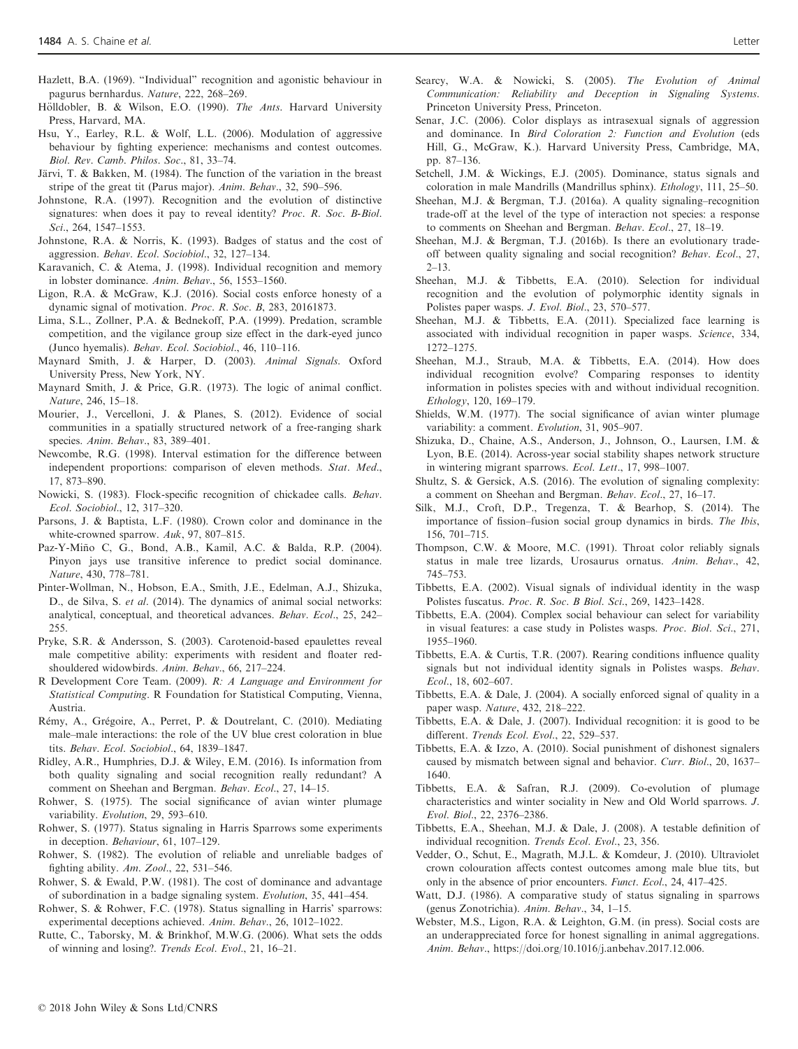Hazlett, B.A. (1969). "Individual" recognition and agonistic behaviour in pagurus bernhardus. *Nature*, 222, 268–269.

Hölldobler, B. & Wilson, E.O. (1990). *The Ants*. Harvard University Press, Harvard, MA.

Hsu, Y., Earley, R.L. & Wolf, L.L. (2006). Modulation of aggressive behaviour by fighting experience: mechanisms and contest outcomes. *Biol. Rev. Camb. Philos. Soc.*, 81, 33–74.

Järvi, T. & Bakken, M. (1984). The function of the variation in the breast stripe of the great tit (Parus major). *Anim. Behav.*, 32, 590–596.

Johnstone, R.A. (1997). Recognition and the evolution of distinctive signatures: when does it pay to reveal identity? *Proc. R. Soc. B-Biol. Sci.*, 264, 1547–1553.

Johnstone, R.A. & Norris, K. (1993). Badges of status and the cost of aggression. *Behav. Ecol. Sociobiol.*, 32, 127–134.

Karavanich, C. & Atema, J. (1998). Individual recognition and memory in lobster dominance. *Anim. Behav.*, 56, 1553–1560.

Ligon, R.A. & McGraw, K.J. (2016). Social costs enforce honesty of a dynamic signal of motivation. *Proc. R. Soc. B*, 283, 20161873.

Lima, S.L., Zollner, P.A. & Bednekoff, P.A. (1999). Predation, scramble competition, and the vigilance group size effect in the dark-eyed junco (Junco hyemalis). *Behav. Ecol. Sociobiol.*, 46, 110–116.

Maynard Smith, J. & Harper, D. (2003). *Animal Signals*. Oxford University Press, New York, NY.

Maynard Smith, J. & Price, G.R. (1973). The logic of animal conflict. *Nature*, 246, 15–18.

Mourier, J., Vercelloni, J. & Planes, S. (2012). Evidence of social communities in a spatially structured network of a free-ranging shark species. *Anim. Behav.*, 83, 389–401.

Newcombe, R.G. (1998). Interval estimation for the difference between independent proportions: comparison of eleven methods. *Stat. Med.*, 17, 873–890.

Nowicki, S. (1983). Flock-specific recognition of chickadee calls. *Behav. Ecol. Sociobiol.*, 12, 317–320.

Parsons, J. & Baptista, L.F. (1980). Crown color and dominance in the white-crowned sparrow. *Auk*, 97, 807–815.

Paz-Y-Miño C, G., Bond, A.B., Kamil, A.C. & Balda, R.P. (2004). Pinyon jays use transitive inference to predict social dominance. *Nature*, 430, 778–781.

Pinter-Wollman, N., Hobson, E.A., Smith, J.E., Edelman, A.J., Shizuka, D., de Silva, S. *et al.* (2014). The dynamics of animal social networks: analytical, conceptual, and theoretical advances. *Behav. Ecol.*, 25, 242–255.

Pryke, S.R. & Andersson, S. (2003). Carotenoid-based epaulettes reveal male competitive ability: experiments with resident and floater red-shouldered widowbirds. *Anim. Behav.*, 66, 217–224.

R Development Core Team. (2009). *R: A Language and Environment for Statistical Computing*. R Foundation for Statistical Computing, Vienna, Austria.

Rémy, A., Grégoire, A., Perret, P. & Doutrelant, C. (2010). Mediating male–male interactions: the role of the UV blue crest coloration in blue tits. *Behav. Ecol. Sociobiol.*, 64, 1839–1847.

Ridley, A.R., Humphries, D.J. & Wiley, E.M. (2016). Is information from both quality signaling and social recognition really redundant? A comment on Sheehan and Bergman. *Behav. Ecol.*, 27, 14–15.

Rohwer, S. (1975). The social significance of avian winter plumage variability. *Evolution*, 29, 593–610.

Rohwer, S. (1977). Status signaling in Harris Sparrows some experiments in deception. *Behaviour*, 61, 107–129.

Rohwer, S. (1982). The evolution of reliable and unreliable badges of fighting ability. *Am. Zool.*, 22, 531–546.

Rohwer, S. & Ewald, P.W. (1981). The cost of dominance and advantage of subordination in a badge signaling system. *Evolution*, 35, 441–454.

Rohwer, S. & Rohwer, F.C. (1978). Status signalling in Harris' sparrows: experimental deceptions achieved. *Anim. Behav.*, 26, 1012–1022.

Rutte, C., Taborsky, M. & Brinkhof, M.W.G. (2006). What sets the odds of winning and losing?. *Trends Ecol. Evol.*, 21, 16–21.

Searcy, W.A. & Nowicki, S. (2005). *The Evolution of Animal Communication: Reliability and Deception in Signaling Systems*. Princeton University Press, Princeton.

Senar, J.C. (2006). Color displays as intrasexual signals of aggression and dominance. In *Bird Coloration 2: Function and Evolution* (eds Hill, G., McGraw, K.). Harvard University Press, Cambridge, MA, pp. 87–136.

Setchell, J.M. & Wickings, E.J. (2005). Dominance, status signals and coloration in male Mandrills (Mandrillus sphinx). *Ethology*, 111, 25–50.

Sheehan, M.J. & Bergman, T.J. (2016a). A quality signaling–recognition trade-off at the level of the type of interaction not species: a response to comments on Sheehan and Bergman. *Behav. Ecol.*, 27, 18–19.

Sheehan, M.J. & Bergman, T.J. (2016b). Is there an evolutionary trade-off between quality signaling and social recognition? *Behav. Ecol.*, 27, 2–13.

Sheehan, M.J. & Tibbetts, E.A. (2010). Selection for individual recognition and the evolution of polymorphic identity signals in Polistes paper wasps. *J. Evol. Biol.*, 23, 570–577.

Sheehan, M.J. & Tibbetts, E.A. (2011). Specialized face learning is associated with individual recognition in paper wasps. *Science*, 334, 1272–1275.

Sheehan, M.J., Straub, M.A. & Tibbetts, E.A. (2014). How does individual recognition evolve? Comparing responses to identity information in polistes species with and without individual recognition. *Ethology*, 120, 169–179.

Shields, W.M. (1977). The social significance of avian winter plumage variability: a comment. *Evolution*, 31, 905–907.

Shizuka, D., Chaine, A.S., Anderson, J., Johnson, O., Laursen, I.M. & Lyon, B.E. (2014). Across-year social stability shapes network structure in wintering migrant sparrows. *Ecol. Lett.*, 17, 998–1007.

Shultz, S. & Gersick, A.S. (2016). The evolution of signaling complexity: a comment on Sheehan and Bergman. *Behav. Ecol.*, 27, 16–17.

Silk, M.J., Croft, D.P., Tregenza, T. & Bearhop, S. (2014). The importance of fission–fusion social group dynamics in birds. *The Ibis*, 156, 701–715.

Thompson, C.W. & Moore, M.C. (1991). Throat color reliably signals status in male tree lizards, Urosaurus ornatus. *Anim. Behav.*, 42, 745–753.

Tibbetts, E.A. (2002). Visual signals of individual identity in the wasp Polistes fuscatus. *Proc. R. Soc. B Biol. Sci.*, 269, 1423–1428.

Tibbetts, E.A. (2004). Complex social behaviour can select for variability in visual features: a case study in Polistes wasps. *Proc. Biol. Sci.*, 271, 1955–1960.

Tibbetts, E.A. & Curtis, T.R. (2007). Rearing conditions influence quality signals but not individual identity signals in Polistes wasps. *Behav. Ecol.*, 18, 602–607.

Tibbetts, E.A. & Dale, J. (2004). A socially enforced signal of quality in a paper wasp. *Nature*, 432, 218–222.

Tibbetts, E.A. & Dale, J. (2007). Individual recognition: it is good to be different. *Trends Ecol. Evol.*, 22, 529–537.

Tibbetts, E.A. & Izzo, A. (2010). Social punishment of dishonest signalers caused by mismatch between signal and behavior. *Curr. Biol.*, 20, 1637–1640.

Tibbetts, E.A. & Safran, R.J. (2009). Co-evolution of plumage characteristics and winter sociality in New and Old World sparrows. *J. Evol. Biol.*, 22, 2376–2386.

Tibbetts, E.A., Sheehan, M.J. & Dale, J. (2008). A testable definition of individual recognition. *Trends Ecol. Evol.*, 23, 356.

Vedder, O., Schut, E., Magrath, M.J.L. & Komdeur, J. (2010). Ultraviolet crown colouration affects contest outcomes among male blue tits, but only in the absence of prior encounters. *Funct. Ecol.*, 24, 417–425.

Watt, D.J. (1986). A comparative study of status signaling in sparrows (genus Zonotrichia). *Anim. Behav.*, 34, 1–15.

Webster, M.S., Ligon, R.A. & Leighton, G.M. (in press). Social costs are an underappreciated force for honest signalling in animal aggregations. *Anim. Behav.*, https://doi.org/10.1016/j.anbehav.2017.12.006.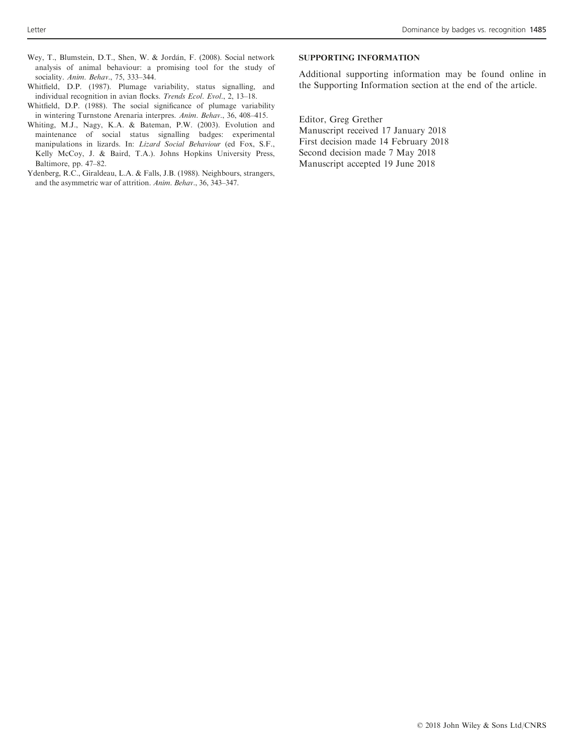Wey, T., Blumstein, D.T., Shen, W. & Jordán, F. (2008). Social network analysis of animal behaviour: a promising tool for the study of sociality. *Anim. Behav.*, 75, 333–344.

Whitfield, D.P. (1987). Plumage variability, status signalling, and individual recognition in avian flocks. *Trends Ecol. Evol.*, 2, 13–18.

Whitfield, D.P. (1988). The social significance of plumage variability in wintering Turnstone Arenaria interpres. *Anim. Behav.*, 36, 408–415.

Whiting, M.J., Nagy, K.A. & Bateman, P.W. (2003). Evolution and maintenance of social status signalling badges: experimental manipulations in lizards. In: *Lizard Social Behaviour* (ed Fox, S.F., Kelly McCoy, J. & Baird, T.A.). Johns Hopkins University Press, Baltimore, pp. 47–82.

Ydenberg, R.C., Giraldeau, L.A. & Falls, J.B. (1988). Neighbours, strangers, and the asymmetric war of attrition. *Anim. Behav.*, 36, 343–347.

## SUPPORTING INFORMATION

Additional supporting information may be found online in the Supporting Information section at the end of the article.

Editor, Greg Grether
Manuscript received 17 January 2018
First decision made 14 February 2018
Second decision made 7 May 2018
Manuscript accepted 19 June 2018